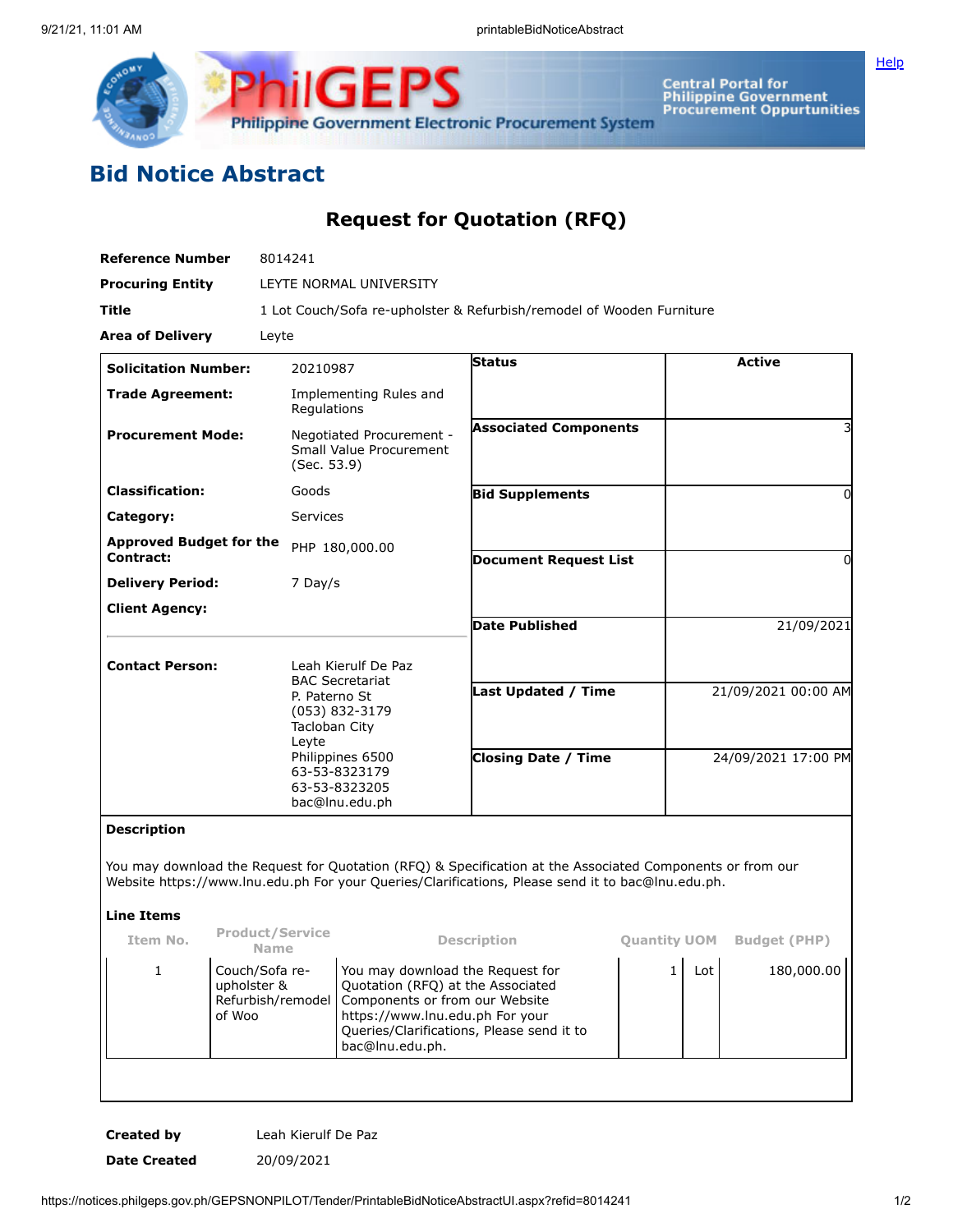# Bid Notice Abstract

## Request for Quotation (RFQ)

| | |
|---|---|
| **Reference Number** | 8014241 |
| **Procuring Entity** | LEYTE NORMAL UNIVERSITY |
| **Title** | 1 Lot Couch/Sofa re-upholster & Refurbish/remodel of Wooden Furniture |
| **Area of Delivery** | Leyte |

| | | | |
|---|---|---|---|
| **Solicitation Number:** | 20210987 | **Status** | Active |
| **Trade Agreement:** | Implementing Rules and Regulations | | |
| **Procurement Mode:** | Negotiated Procurement - Small Value Procurement (Sec. 53.9) | **Associated Components** | 3 |
| **Classification:** | Goods | **Bid Supplements** | 0 |
| **Category:** | Services | | |
| **Approved Budget for the Contract:** | PHP 180,000.00 | **Document Request List** | 0 |
| **Delivery Period:** | 7 Day/s | | |
| **Client Agency:** | | **Date Published** | 21/09/2021 |
| **Contact Person:** | Leah Kierulf De Paz<br>BAC Secretariat<br>P. Paterno St<br>(053) 832-3179<br>Tacloban City<br>Leyte<br>Philippines 6500<br>63-53-8323179<br>63-53-8323205<br>bac@lnu.edu.ph | **Last Updated / Time** | 21/09/2021 00:00 AM |
| | | **Closing Date / Time** | 24/09/2021 17:00 PM |

**Description**

You may download the Request for Quotation (RFQ) & Specification at the Associated Components or from our Website https://www.lnu.edu.ph For your Queries/Clarifications, Please send it to bac@lnu.edu.ph.

**Line Items**

| Item No. | Product/Service Name | Description | Quantity | UOM | Budget (PHP) |
|---|---|---|---|---|---|
| 1 | Couch/Sofa re-upholster & Refurbish/remodel of Woo | You may download the Request for Quotation (RFQ) at the Associated Components or from our Website https://www.lnu.edu.ph For your Queries/Clarifications, Please send it to bac@lnu.edu.ph. | 1 | Lot | 180,000.00 |

| | |
|---|---|
| **Created by** | Leah Kierulf De Paz |
| **Date Created** | 20/09/2021 |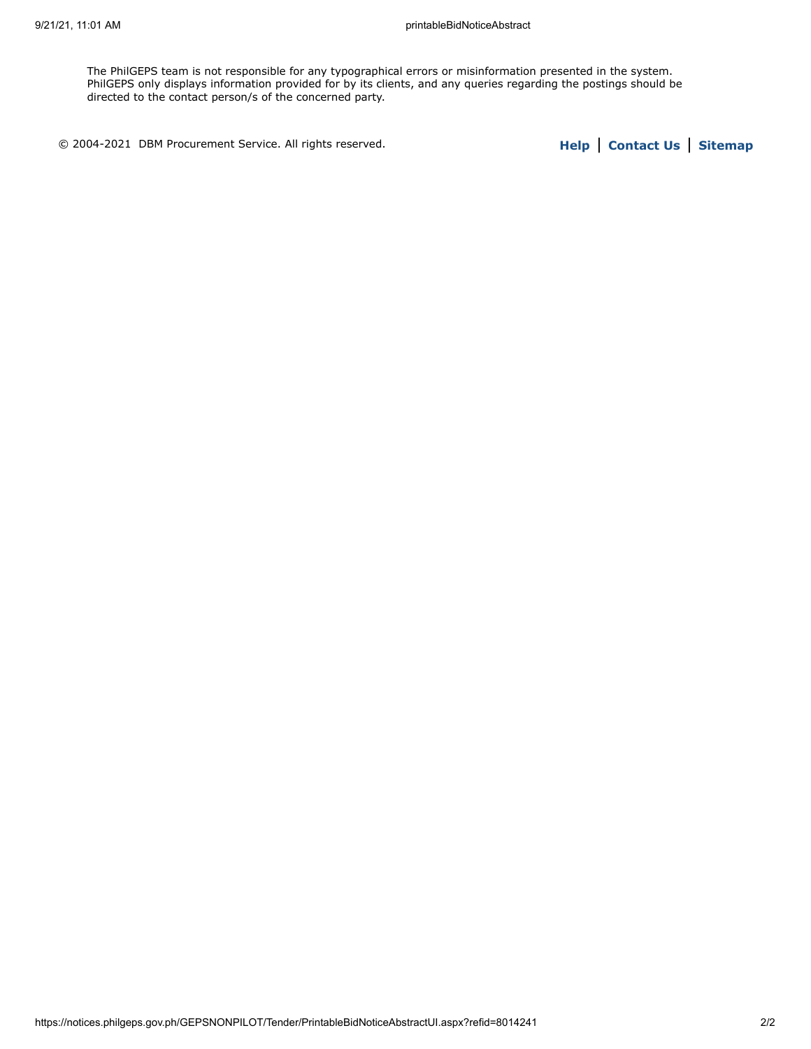The PhilGEPS team is not responsible for any typographical errors or misinformation presented in the system. PhilGEPS only displays information provided for by its clients, and any queries regarding the postings should be directed to the contact person/s of the concerned party.

© 2004-2021 DBM Procurement Service. All rights reserved.

**Help** | **Contact Us** | **Sitemap**